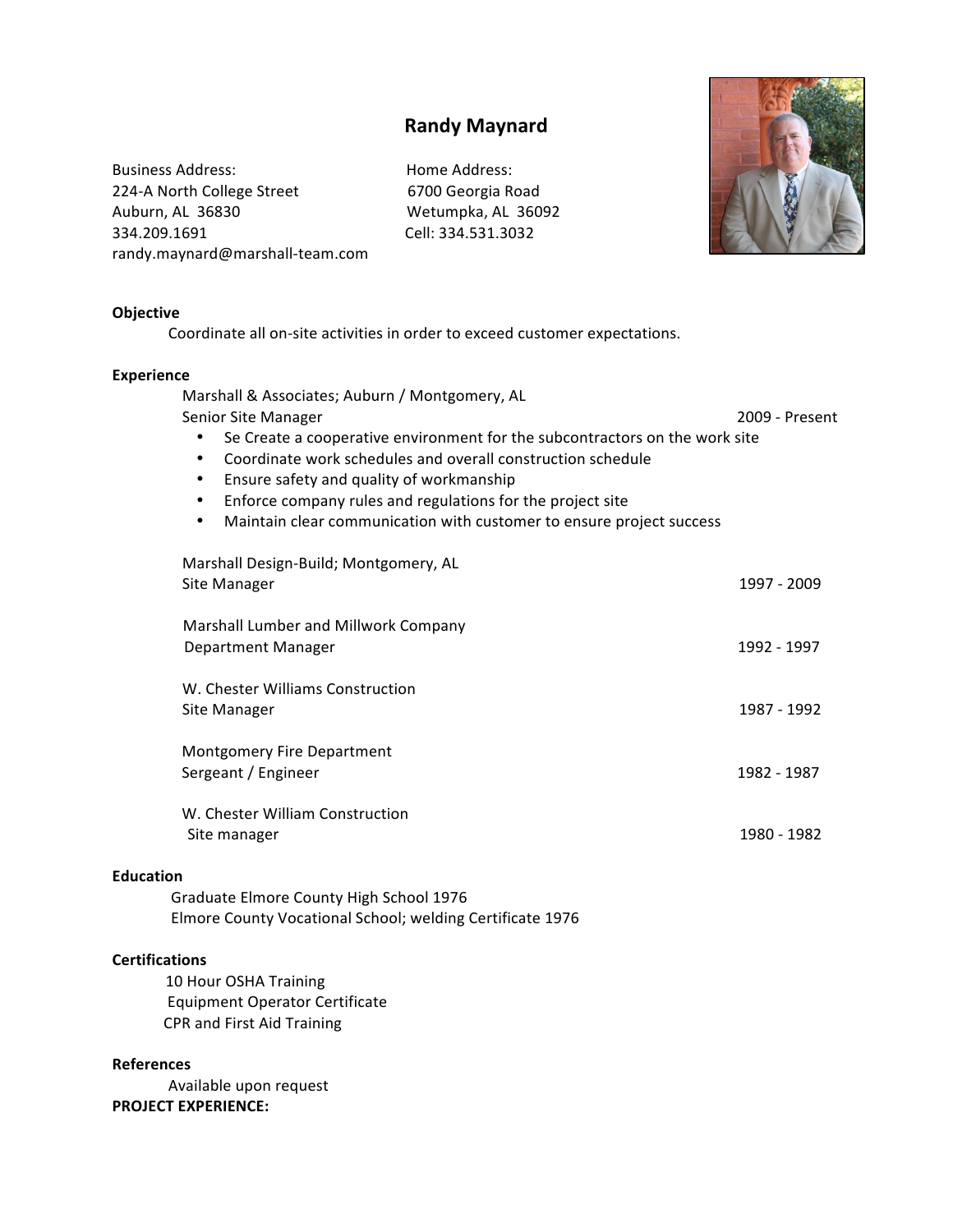# Randy Maynard

Business Address:
224-A North College Street
Auburn, AL 36830
334.209.1691
randy.maynard@marshall-team.com

Home Address:
6700 Georgia Road
Wetumpka, AL 36092
Cell: 334.531.3032

**Objective**

Coordinate all on-site activities in order to exceed customer expectations.

**Experience**

Marshall & Associates; Auburn / Montgomery, AL
Senior Site Manager — 2009 - Present

- Se Create a cooperative environment for the subcontractors on the work site
- Coordinate work schedules and overall construction schedule
- Ensure safety and quality of workmanship
- Enforce company rules and regulations for the project site
- Maintain clear communication with customer to ensure project success

Marshall Design-Build; Montgomery, AL
Site Manager — 1997 - 2009

Marshall Lumber and Millwork Company
Department Manager — 1992 - 1997

W. Chester Williams Construction
Site Manager — 1987 - 1992

Montgomery Fire Department
Sergeant / Engineer — 1982 - 1987

W. Chester William Construction
Site manager — 1980 - 1982

**Education**

Graduate Elmore County High School 1976
Elmore County Vocational School; welding Certificate 1976

**Certifications**

10 Hour OSHA Training
Equipment Operator Certificate
CPR and First Aid Training

**References**

Available upon request

**PROJECT EXPERIENCE:**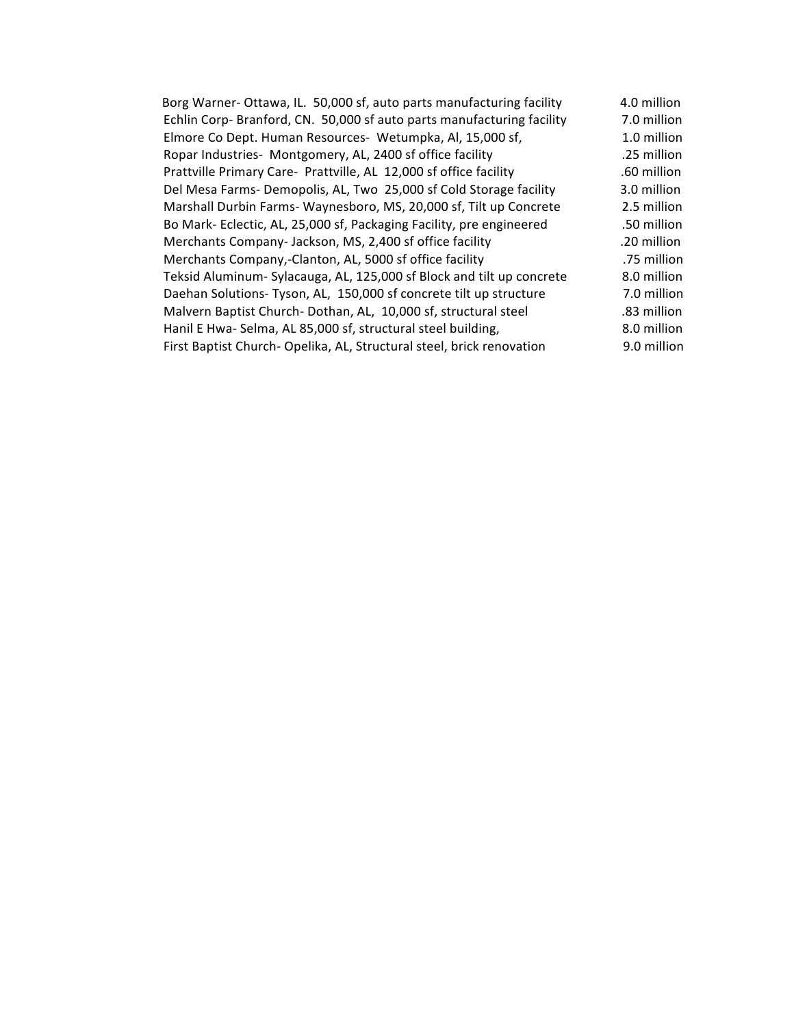| | |
|---|---|
| Borg Warner- Ottawa, IL. 50,000 sf, auto parts manufacturing facility | 4.0 million |
| Echlin Corp- Branford, CN. 50,000 sf auto parts manufacturing facility | 7.0 million |
| Elmore Co Dept. Human Resources- Wetumpka, Al, 15,000 sf, | 1.0 million |
| Ropar Industries- Montgomery, AL, 2400 sf office facility | .25 million |
| Prattville Primary Care- Prattville, AL 12,000 sf office facility | .60 million |
| Del Mesa Farms- Demopolis, AL, Two 25,000 sf Cold Storage facility | 3.0 million |
| Marshall Durbin Farms- Waynesboro, MS, 20,000 sf, Tilt up Concrete | 2.5 million |
| Bo Mark- Eclectic, AL, 25,000 sf, Packaging Facility, pre engineered | .50 million |
| Merchants Company- Jackson, MS, 2,400 sf office facility | .20 million |
| Merchants Company,-Clanton, AL, 5000 sf office facility | .75 million |
| Teksid Aluminum- Sylacauga, AL, 125,000 sf Block and tilt up concrete | 8.0 million |
| Daehan Solutions- Tyson, AL, 150,000 sf concrete tilt up structure | 7.0 million |
| Malvern Baptist Church- Dothan, AL, 10,000 sf, structural steel | .83 million |
| Hanil E Hwa- Selma, AL 85,000 sf, structural steel building, | 8.0 million |
| First Baptist Church- Opelika, AL, Structural steel, brick renovation | 9.0 million |